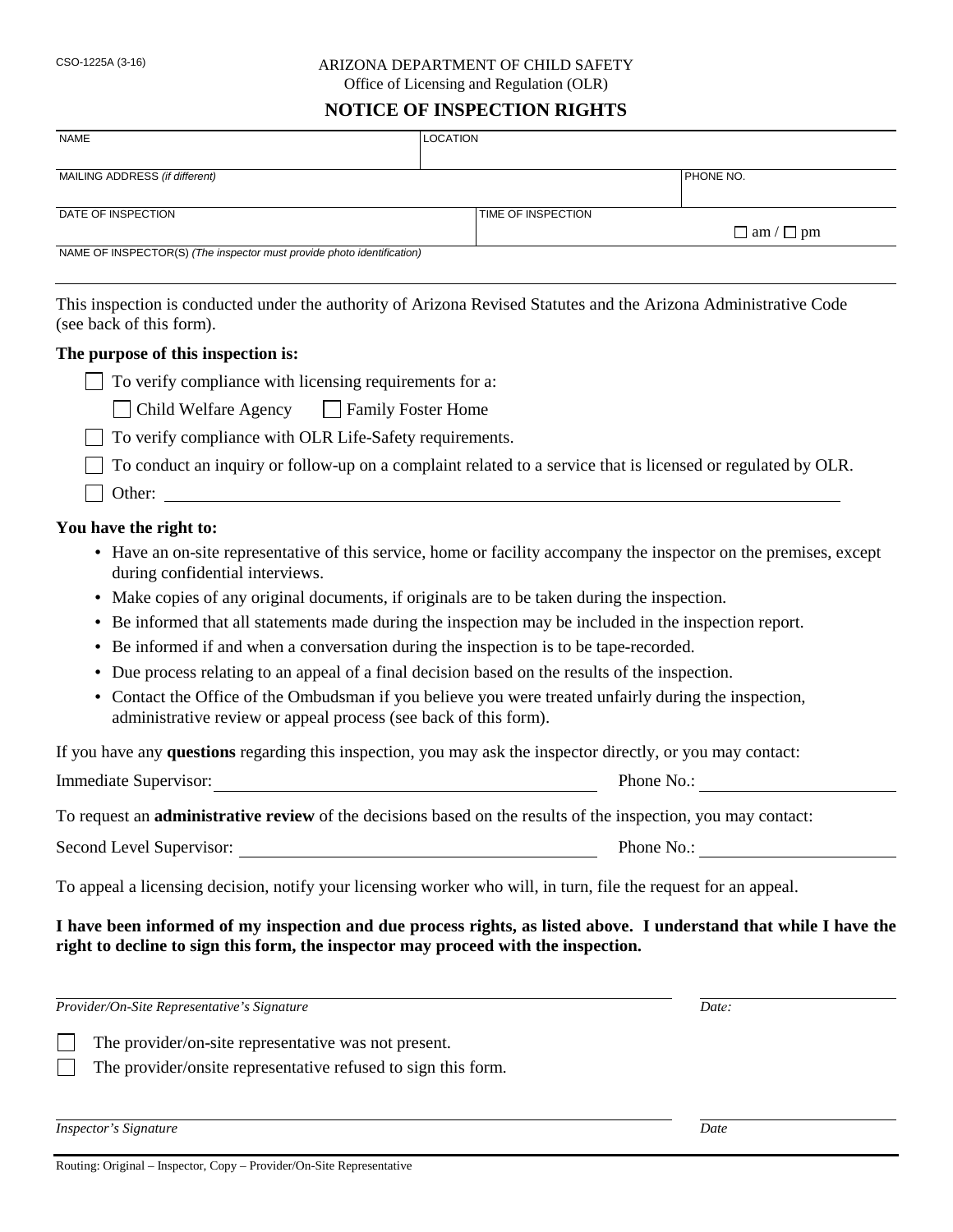CSO-1225A (3-16)

ARIZONA DEPARTMENT OF CHILD SAFETY
Office of Licensing and Regulation (OLR)

# NOTICE OF INSPECTION RIGHTS

| NAME | LOCATION | |
|---|---|---|
| MAILING ADDRESS *(if different)* | | PHONE NO. |
| DATE OF INSPECTION | TIME OF INSPECTION ☐ am / ☐ pm | |
| NAME OF INSPECTOR(S) *(The inspector must provide photo identification)* | | |

This inspection is conducted under the authority of Arizona Revised Statutes and the Arizona Administrative Code (see back of this form).

**The purpose of this inspection is:**

- ☐ To verify compliance with licensing requirements for a:
  - ☐ Child Welfare Agency ☐ Family Foster Home
- ☐ To verify compliance with OLR Life-Safety requirements.
- ☐ To conduct an inquiry or follow-up on a complaint related to a service that is licensed or regulated by OLR.
- ☐ Other: ____________________

**You have the right to:**

- Have an on-site representative of this service, home or facility accompany the inspector on the premises, except during confidential interviews.
- Make copies of any original documents, if originals are to be taken during the inspection.
- Be informed that all statements made during the inspection may be included in the inspection report.
- Be informed if and when a conversation during the inspection is to be tape-recorded.
- Due process relating to an appeal of a final decision based on the results of the inspection.
- Contact the Office of the Ombudsman if you believe you were treated unfairly during the inspection, administrative review or appeal process (see back of this form).

If you have any **questions** regarding this inspection, you may ask the inspector directly, or you may contact:

Immediate Supervisor: ____________________ Phone No.: ____________

To request an **administrative review** of the decisions based on the results of the inspection, you may contact:

Second Level Supervisor: ____________________ Phone No.: ____________

To appeal a licensing decision, notify your licensing worker who will, in turn, file the request for an appeal.

**I have been informed of my inspection and due process rights, as listed above. I understand that while I have the right to decline to sign this form, the inspector may proceed with the inspection.**

____________________ ____________
*Provider/On-Site Representative's Signature* *Date:*

☐ The provider/on-site representative was not present.

☐ The provider/onsite representative refused to sign this form.

____________________ ____________
*Inspector's Signature* *Date*

Routing: Original – Inspector, Copy – Provider/On-Site Representative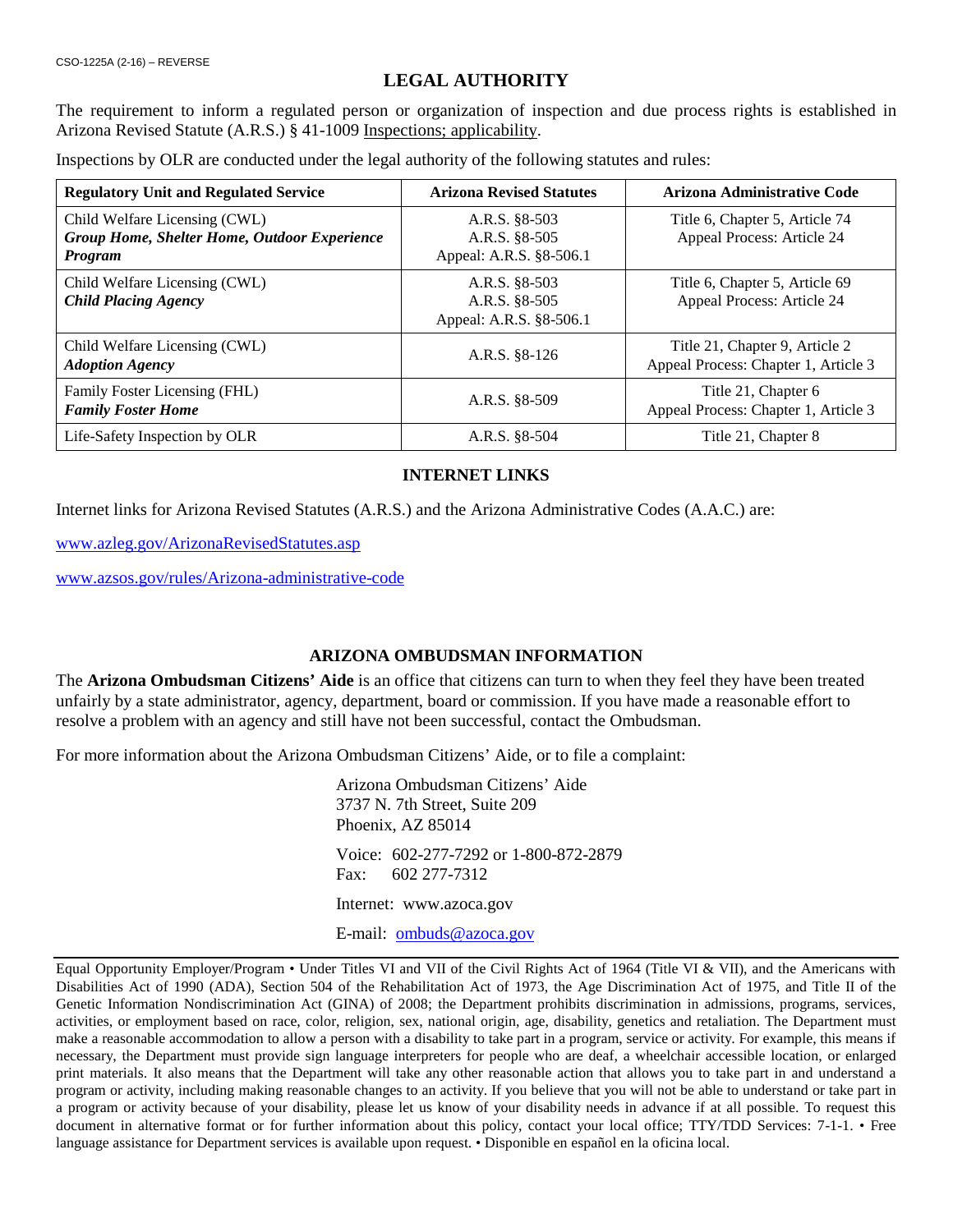CSO-1225A (2-16) – REVERSE

## LEGAL AUTHORITY

The requirement to inform a regulated person or organization of inspection and due process rights is established in Arizona Revised Statute (A.R.S.) § 41-1009 Inspections; applicability.

Inspections by OLR are conducted under the legal authority of the following statutes and rules:

| Regulatory Unit and Regulated Service | Arizona Revised Statutes | Arizona Administrative Code |
|---|---|---|
| Child Welfare Licensing (CWL)<br>***Group Home, Shelter Home, Outdoor Experience Program*** | A.R.S. §8-503<br>A.R.S. §8-505<br>Appeal: A.R.S. §8-506.1 | Title 6, Chapter 5, Article 74<br>Appeal Process: Article 24 |
| Child Welfare Licensing (CWL)<br>***Child Placing Agency*** | A.R.S. §8-503<br>A.R.S. §8-505<br>Appeal: A.R.S. §8-506.1 | Title 6, Chapter 5, Article 69<br>Appeal Process: Article 24 |
| Child Welfare Licensing (CWL)<br>***Adoption Agency*** | A.R.S. §8-126 | Title 21, Chapter 9, Article 2<br>Appeal Process: Chapter 1, Article 3 |
| Family Foster Licensing (FHL)<br>***Family Foster Home*** | A.R.S. §8-509 | Title 21, Chapter 6<br>Appeal Process: Chapter 1, Article 3 |
| Life-Safety Inspection by OLR | A.R.S. §8-504 | Title 21, Chapter 8 |

## INTERNET LINKS

Internet links for Arizona Revised Statutes (A.R.S.) and the Arizona Administrative Codes (A.A.C.) are:

www.azleg.gov/ArizonaRevisedStatutes.asp

www.azsos.gov/rules/Arizona-administrative-code

## ARIZONA OMBUDSMAN INFORMATION

The **Arizona Ombudsman Citizens' Aide** is an office that citizens can turn to when they feel they have been treated unfairly by a state administrator, agency, department, board or commission. If you have made a reasonable effort to resolve a problem with an agency and still have not been successful, contact the Ombudsman.

For more information about the Arizona Ombudsman Citizens' Aide, or to file a complaint:

Arizona Ombudsman Citizens' Aide
3737 N. 7th Street, Suite 209
Phoenix, AZ 85014

Voice: 602-277-7292 or 1-800-872-2879
Fax: 602 277-7312

Internet: www.azoca.gov

E-mail: ombuds@azoca.gov

Equal Opportunity Employer/Program • Under Titles VI and VII of the Civil Rights Act of 1964 (Title VI & VII), and the Americans with Disabilities Act of 1990 (ADA), Section 504 of the Rehabilitation Act of 1973, the Age Discrimination Act of 1975, and Title II of the Genetic Information Nondiscrimination Act (GINA) of 2008; the Department prohibits discrimination in admissions, programs, services, activities, or employment based on race, color, religion, sex, national origin, age, disability, genetics and retaliation. The Department must make a reasonable accommodation to allow a person with a disability to take part in a program, service or activity. For example, this means if necessary, the Department must provide sign language interpreters for people who are deaf, a wheelchair accessible location, or enlarged print materials. It also means that the Department will take any other reasonable action that allows you to take part in and understand a program or activity, including making reasonable changes to an activity. If you believe that you will not be able to understand or take part in a program or activity because of your disability, please let us know of your disability needs in advance if at all possible. To request this document in alternative format or for further information about this policy, contact your local office; TTY/TDD Services: 7-1-1. • Free language assistance for Department services is available upon request. • Disponible en español en la oficina local.